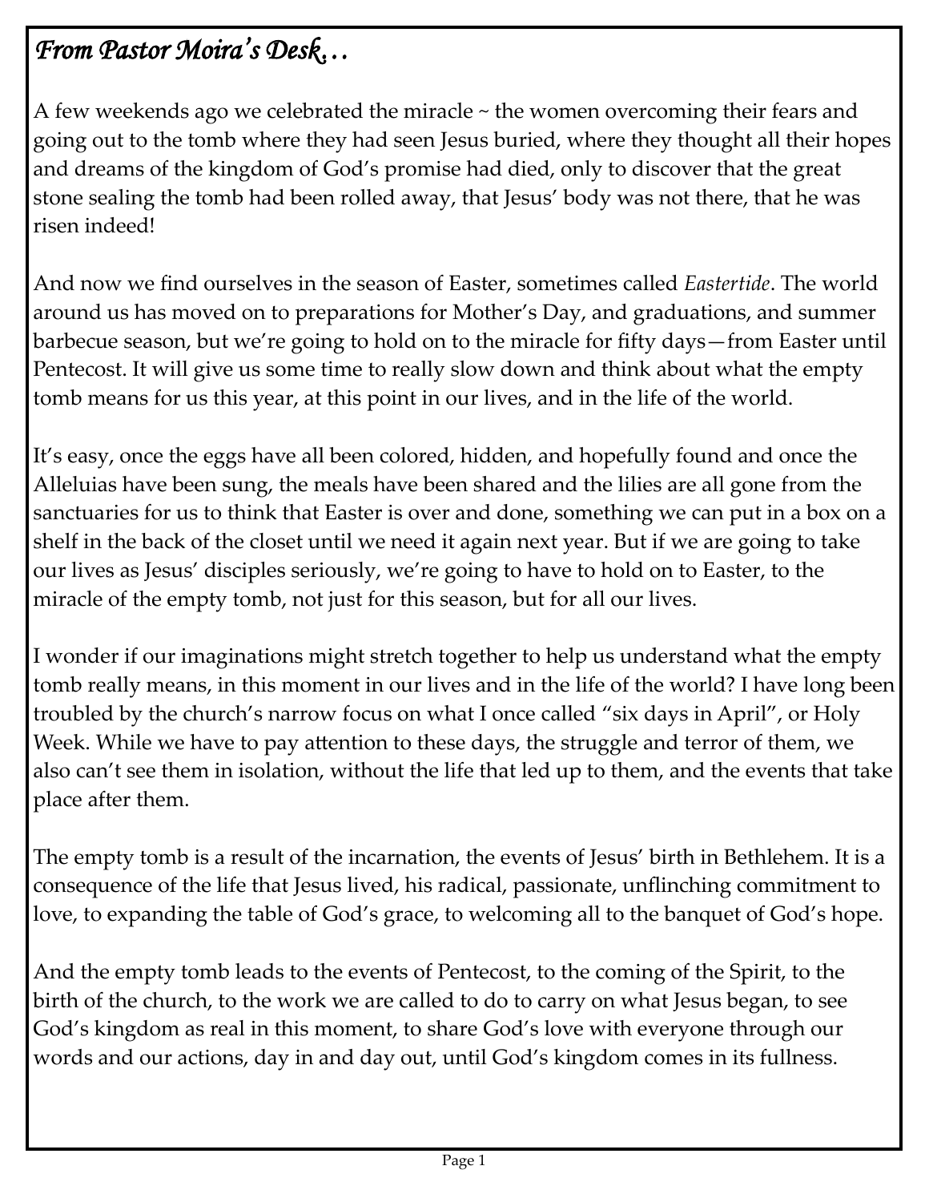# *From Pastor Moira's Desk…*

A few weekends ago we celebrated the miracle ~ the women overcoming their fears and going out to the tomb where they had seen Jesus buried, where they thought all their hopes and dreams of the kingdom of God's promise had died, only to discover that the great stone sealing the tomb had been rolled away, that Jesus' body was not there, that he was risen indeed!

And now we find ourselves in the season of Easter, sometimes called *Eastertide*. The world around us has moved on to preparations for Mother's Day, and graduations, and summer barbecue season, but we're going to hold on to the miracle for fifty days—from Easter until Pentecost. It will give us some time to really slow down and think about what the empty tomb means for us this year, at this point in our lives, and in the life of the world.

It's easy, once the eggs have all been colored, hidden, and hopefully found and once the Alleluias have been sung, the meals have been shared and the lilies are all gone from the sanctuaries for us to think that Easter is over and done, something we can put in a box on a shelf in the back of the closet until we need it again next year. But if we are going to take our lives as Jesus' disciples seriously, we're going to have to hold on to Easter, to the miracle of the empty tomb, not just for this season, but for all our lives.

I wonder if our imaginations might stretch together to help us understand what the empty tomb really means, in this moment in our lives and in the life of the world? I have long been troubled by the church's narrow focus on what I once called "six days in April", or Holy Week. While we have to pay attention to these days, the struggle and terror of them, we also can't see them in isolation, without the life that led up to them, and the events that take place after them.

The empty tomb is a result of the incarnation, the events of Jesus' birth in Bethlehem. It is a consequence of the life that Jesus lived, his radical, passionate, unflinching commitment to love, to expanding the table of God's grace, to welcoming all to the banquet of God's hope.

And the empty tomb leads to the events of Pentecost, to the coming of the Spirit, to the birth of the church, to the work we are called to do to carry on what Jesus began, to see God's kingdom as real in this moment, to share God's love with everyone through our words and our actions, day in and day out, until God's kingdom comes in its fullness.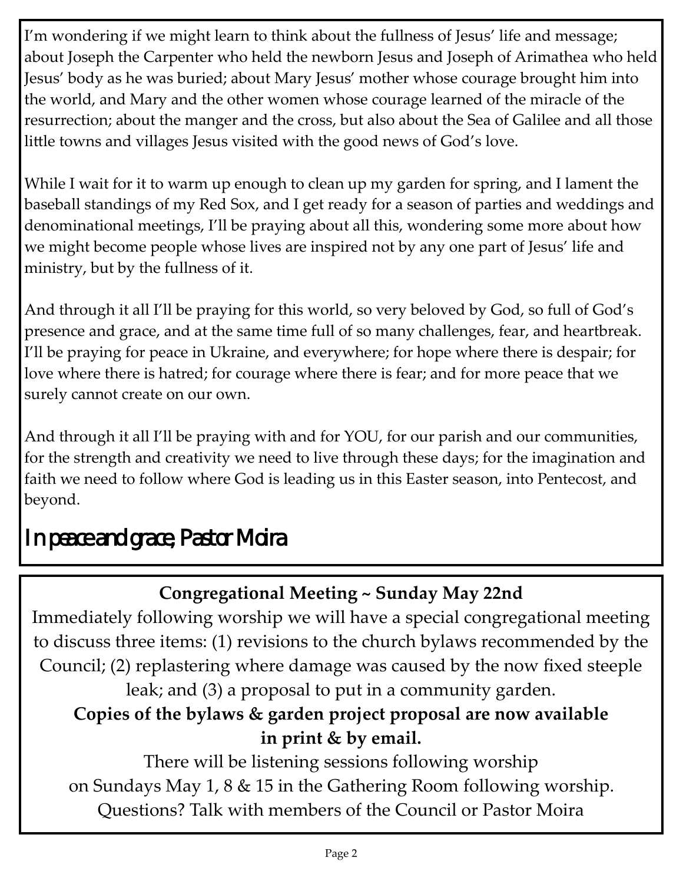I'm wondering if we might learn to think about the fullness of Jesus' life and message; about Joseph the Carpenter who held the newborn Jesus and Joseph of Arimathea who held Jesus' body as he was buried; about Mary Jesus' mother whose courage brought him into the world, and Mary and the other women whose courage learned of the miracle of the resurrection; about the manger and the cross, but also about the Sea of Galilee and all those little towns and villages Jesus visited with the good news of God's love.

While I wait for it to warm up enough to clean up my garden for spring, and I lament the baseball standings of my Red Sox, and I get ready for a season of parties and weddings and denominational meetings, I'll be praying about all this, wondering some more about how we might become people whose lives are inspired not by any one part of Jesus' life and ministry, but by the fullness of it.

And through it all I'll be praying for this world, so very beloved by God, so full of God's presence and grace, and at the same time full of so many challenges, fear, and heartbreak. I'll be praying for peace in Ukraine, and everywhere; for hope where there is despair; for love where there is hatred; for courage where there is fear; and for more peace that we surely cannot create on our own.

And through it all I'll be praying with and for YOU, for our parish and our communities, for the strength and creativity we need to live through these days; for the imagination and faith we need to follow where God is leading us in this Easter season, into Pentecost, and beyond.

In peace and grace, Pastor Moira

**Congregational Meeting ~ Sunday May 22nd**

Immediately following worship we will have a special congregational meeting to discuss three items: (1) revisions to the church bylaws recommended by the Council; (2) replastering where damage was caused by the now fixed steeple leak; and (3) a proposal to put in a community garden.

**Copies of the bylaws & garden project proposal are now available in print & by email.**

There will be listening sessions following worship on Sundays May 1, 8 & 15 in the Gathering Room following worship.
Questions? Talk with members of the Council or Pastor Moira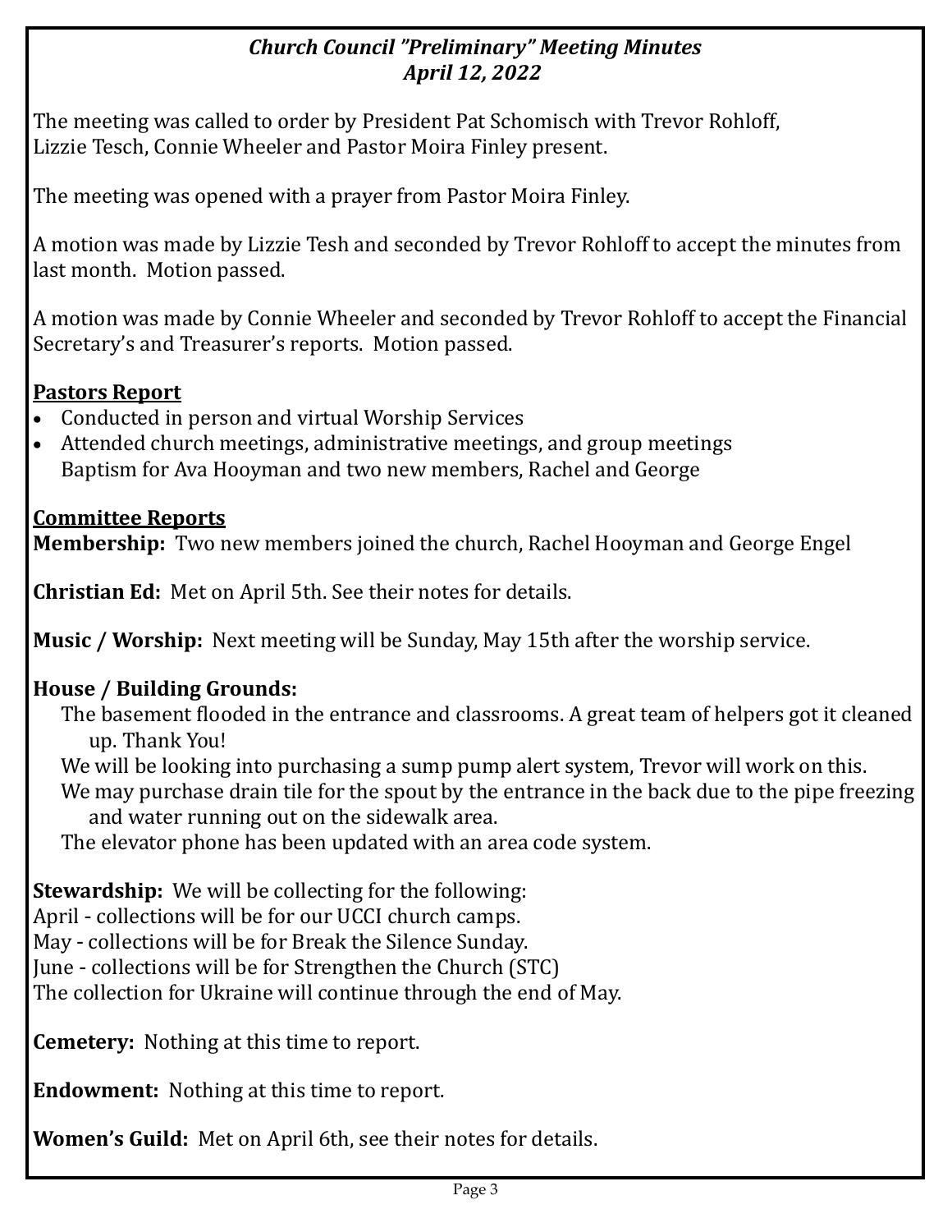***Church Council "Preliminary" Meeting Minutes***
***April 12, 2022***

The meeting was called to order by President Pat Schomisch with Trevor Rohloff, Lizzie Tesch, Connie Wheeler and Pastor Moira Finley present.

The meeting was opened with a prayer from Pastor Moira Finley.

A motion was made by Lizzie Tesh and seconded by Trevor Rohloff to accept the minutes from last month. Motion passed.

A motion was made by Connie Wheeler and seconded by Trevor Rohloff to accept the Financial Secretary's and Treasurer's reports. Motion passed.

**Pastors Report**

- Conducted in person and virtual Worship Services
- Attended church meetings, administrative meetings, and group meetings
  Baptism for Ava Hooyman and two new members, Rachel and George

**Committee Reports**

**Membership:** Two new members joined the church, Rachel Hooyman and George Engel

**Christian Ed:** Met on April 5th. See their notes for details.

**Music / Worship:** Next meeting will be Sunday, May 15th after the worship service.

**House / Building Grounds:**

The basement flooded in the entrance and classrooms. A great team of helpers got it cleaned up. Thank You!

We will be looking into purchasing a sump pump alert system, Trevor will work on this.

We may purchase drain tile for the spout by the entrance in the back due to the pipe freezing and water running out on the sidewalk area.

The elevator phone has been updated with an area code system.

**Stewardship:** We will be collecting for the following:
April - collections will be for our UCCI church camps.
May - collections will be for Break the Silence Sunday.
June - collections will be for Strengthen the Church (STC)
The collection for Ukraine will continue through the end of May.

**Cemetery:** Nothing at this time to report.

**Endowment:** Nothing at this time to report.

**Women's Guild:** Met on April 6th, see their notes for details.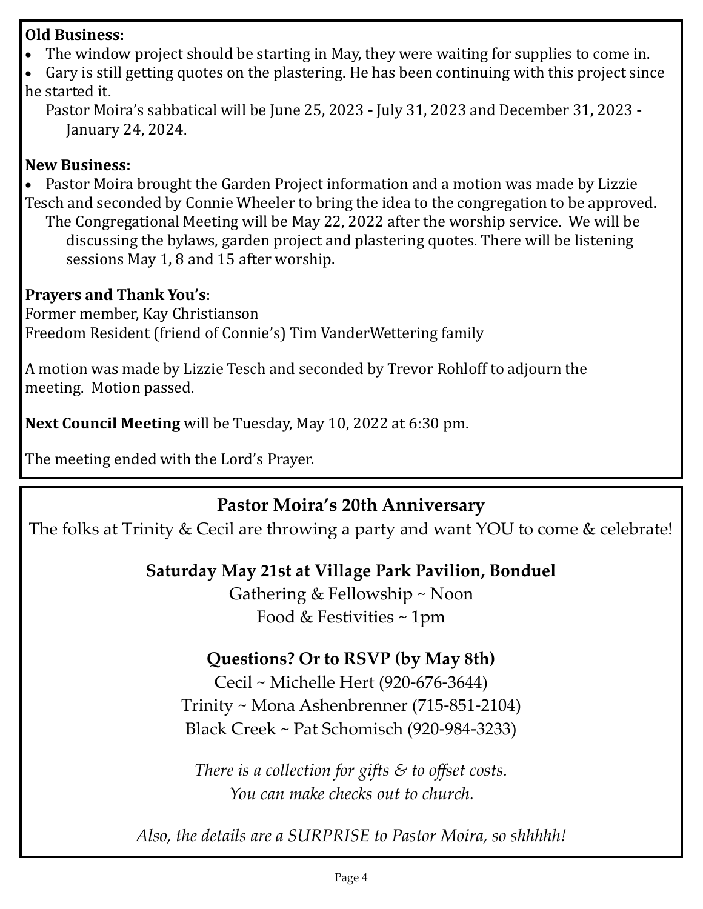**Old Business:**

- The window project should be starting in May, they were waiting for supplies to come in.
- Gary is still getting quotes on the plastering. He has been continuing with this project since he started it.

Pastor Moira's sabbatical will be June 25, 2023 - July 31, 2023 and December 31, 2023 - January 24, 2024.

**New Business:**

- Pastor Moira brought the Garden Project information and a motion was made by Lizzie Tesch and seconded by Connie Wheeler to bring the idea to the congregation to be approved.

The Congregational Meeting will be May 22, 2022 after the worship service. We will be discussing the bylaws, garden project and plastering quotes. There will be listening sessions May 1, 8 and 15 after worship.

**Prayers and Thank You's**:

Former member, Kay Christianson

Freedom Resident (friend of Connie's) Tim VanderWettering family

A motion was made by Lizzie Tesch and seconded by Trevor Rohloff to adjourn the meeting. Motion passed.

**Next Council Meeting** will be Tuesday, May 10, 2022 at 6:30 pm.

The meeting ended with the Lord's Prayer.

## Pastor Moira's 20th Anniversary

The folks at Trinity & Cecil are throwing a party and want YOU to come & celebrate!

### Saturday May 21st at Village Park Pavilion, Bonduel

Gathering & Fellowship ~ Noon

Food & Festivities ~ 1pm

### Questions? Or to RSVP (by May 8th)

Cecil ~ Michelle Hert (920-676-3644)

Trinity ~ Mona Ashenbrenner (715-851-2104)

Black Creek ~ Pat Schomisch (920-984-3233)

*There is a collection for gifts & to offset costs.*
*You can make checks out to church.*

*Also, the details are a SURPRISE to Pastor Moira, so shhhhh!*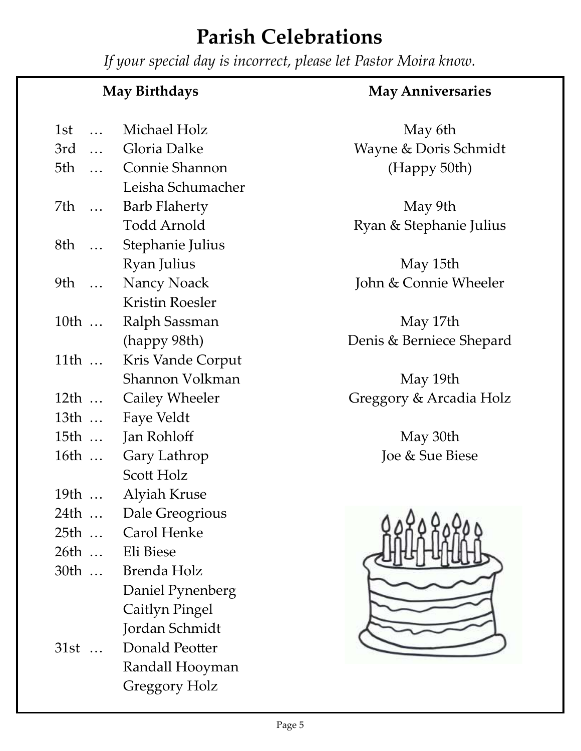# Parish Celebrations

*If your special day is incorrect, please let Pastor Moira know.*

## May Birthdays

- 1st … Michael Holz
- 3rd … Gloria Dalke
- 5th … Connie Shannon
  - Leisha Schumacher
- 7th … Barb Flaherty
  - Todd Arnold
- 8th … Stephanie Julius
  - Ryan Julius
- 9th … Nancy Noack
  - Kristin Roesler
- 10th … Ralph Sassman (happy 98th)
- 11th … Kris Vande Corput
  - Shannon Volkman
- 12th … Cailey Wheeler
- 13th … Faye Veldt
- 15th … Jan Rohloff
- 16th … Gary Lathrop
  - Scott Holz
- 19th … Alyiah Kruse
- 24th … Dale Greogrious
- 25th … Carol Henke
- 26th … Eli Biese
- 30th … Brenda Holz
  - Daniel Pynenberg
  - Caitlyn Pingel
  - Jordan Schmidt
- 31st … Donald Peotter
  - Randall Hooyman
  - Greggory Holz

## May Anniversaries

May 6th
Wayne & Doris Schmidt
(Happy 50th)

May 9th
Ryan & Stephanie Julius

May 15th
John & Connie Wheeler

May 17th
Denis & Berniece Shepard

May 19th
Greggory & Arcadia Holz

May 30th
Joe & Sue Biese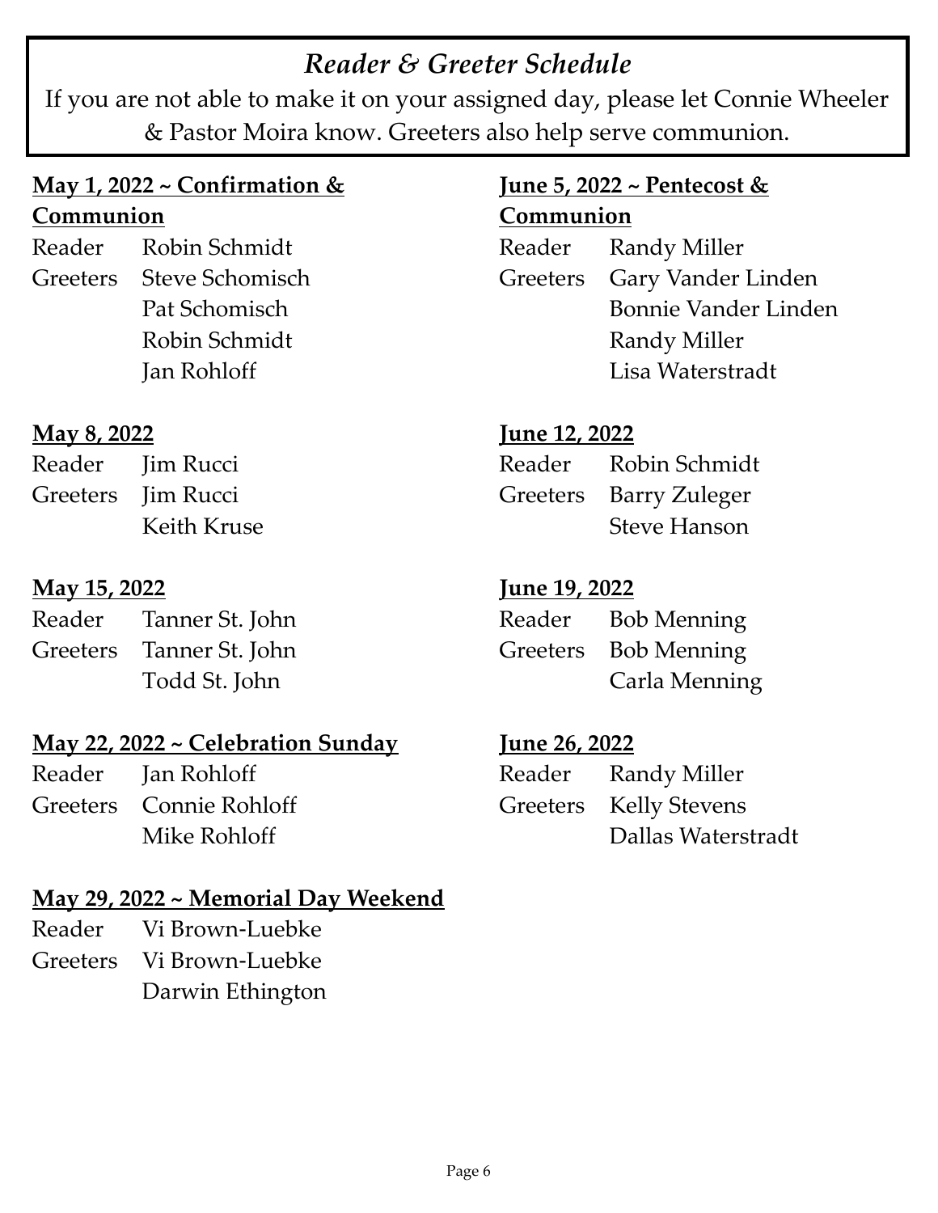## *Reader & Greeter Schedule*

If you are not able to make it on your assigned day, please let Connie Wheeler & Pastor Moira know. Greeters also help serve communion.

**May 1, 2022 ~ Confirmation & Communion**

Reader Robin Schmidt
Greeters Steve Schomisch
Pat Schomisch
Robin Schmidt
Jan Rohloff

**May 8, 2022**

Reader Jim Rucci
Greeters Jim Rucci
Keith Kruse

**May 15, 2022**

Reader Tanner St. John
Greeters Tanner St. John
Todd St. John

**May 22, 2022 ~ Celebration Sunday**

Reader Jan Rohloff
Greeters Connie Rohloff
Mike Rohloff

**May 29, 2022 ~ Memorial Day Weekend**

Reader Vi Brown-Luebke
Greeters Vi Brown-Luebke
Darwin Ethington

**June 5, 2022 ~ Pentecost & Communion**

Reader Randy Miller
Greeters Gary Vander Linden
Bonnie Vander Linden
Randy Miller
Lisa Waterstradt

**June 12, 2022**

Reader Robin Schmidt
Greeters Barry Zuleger
Steve Hanson

**June 19, 2022**

Reader Bob Menning
Greeters Bob Menning
Carla Menning

**June 26, 2022**

Reader Randy Miller
Greeters Kelly Stevens
Dallas Waterstradt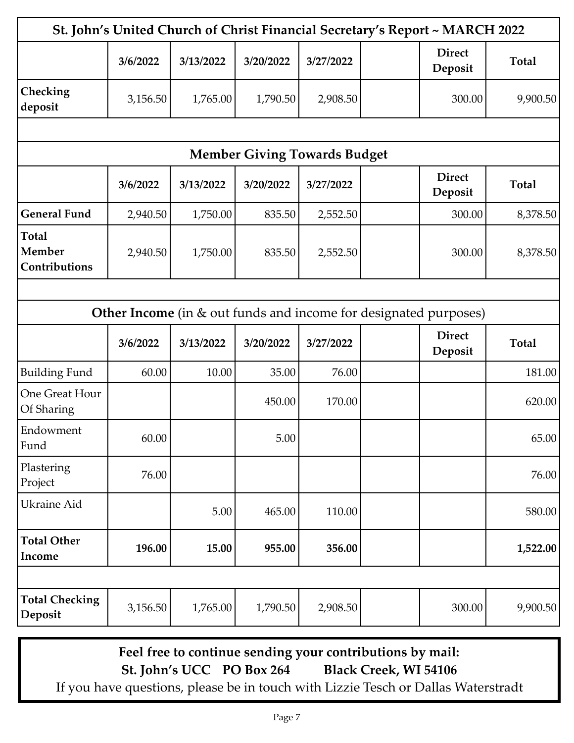| St. John's United Church of Christ Financial Secretary's Report ~ MARCH 2022 | | | | | | | |
|---|---|---|---|---|---|---|---|
| | **3/6/2022** | **3/13/2022** | **3/20/2022** | **3/27/2022** | | **Direct Deposit** | **Total** |
| **Checking deposit** | 3,156.50 | 1,765.00 | 1,790.50 | 2,908.50 | | 300.00 | 9,900.50 |

## Member Giving Towards Budget

| | **3/6/2022** | **3/13/2022** | **3/20/2022** | **3/27/2022** | | **Direct Deposit** | **Total** |
|---|---|---|---|---|---|---|---|
| **General Fund** | 2,940.50 | 1,750.00 | 835.50 | 2,552.50 | | 300.00 | 8,378.50 |
| **Total Member Contributions** | 2,940.50 | 1,750.00 | 835.50 | 2,552.50 | | 300.00 | 8,378.50 |

## Other Income (in & out funds and income for designated purposes)

| | **3/6/2022** | **3/13/2022** | **3/20/2022** | **3/27/2022** | | **Direct Deposit** | **Total** |
|---|---|---|---|---|---|---|---|
| Building Fund | 60.00 | 10.00 | 35.00 | 76.00 | | | 181.00 |
| One Great Hour Of Sharing | | | 450.00 | 170.00 | | | 620.00 |
| Endowment Fund | 60.00 | | 5.00 | | | | 65.00 |
| Plastering Project | 76.00 | | | | | | 76.00 |
| Ukraine Aid | | 5.00 | 465.00 | 110.00 | | | 580.00 |
| **Total Other Income** | **196.00** | **15.00** | **955.00** | **356.00** | | | **1,522.00** |

| | | | | | | | |
|---|---|---|---|---|---|---|---|
| **Total Checking Deposit** | 3,156.50 | 1,765.00 | 1,790.50 | 2,908.50 | | 300.00 | 9,900.50 |

**Feel free to continue sending your contributions by mail:**
**St. John's UCC PO Box 264 Black Creek, WI 54106**
If you have questions, please be in touch with Lizzie Tesch or Dallas Waterstradt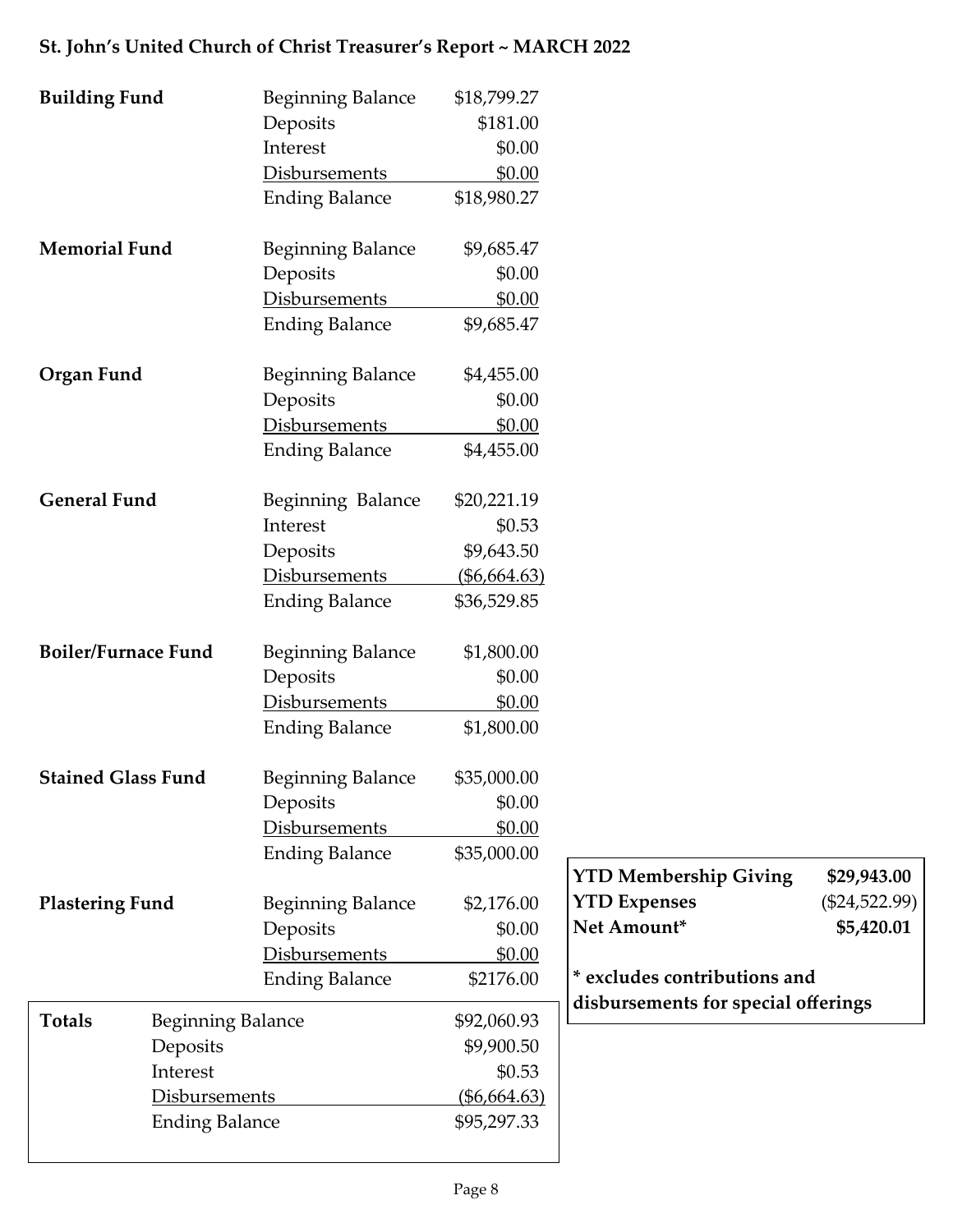## St. John's United Church of Christ Treasurer's Report ~ MARCH 2022

| Fund | Item | Amount |
|---|---|---|
| **Building Fund** | Beginning Balance | $18,799.27 |
| | Deposits | $181.00 |
| | Interest | $0.00 |
| | Disbursements | $0.00 |
| | Ending Balance | $18,980.27 |
| **Memorial Fund** | Beginning Balance | $9,685.47 |
| | Deposits | $0.00 |
| | Disbursements | $0.00 |
| | Ending Balance | $9,685.47 |
| **Organ Fund** | Beginning Balance | $4,455.00 |
| | Deposits | $0.00 |
| | Disbursements | $0.00 |
| | Ending Balance | $4,455.00 |
| **General Fund** | Beginning Balance | $20,221.19 |
| | Interest | $0.53 |
| | Deposits | $9,643.50 |
| | Disbursements | ($6,664.63) |
| | Ending Balance | $36,529.85 |
| **Boiler/Furnace Fund** | Beginning Balance | $1,800.00 |
| | Deposits | $0.00 |
| | Disbursements | $0.00 |
| | Ending Balance | $1,800.00 |
| **Stained Glass Fund** | Beginning Balance | $35,000.00 |
| | Deposits | $0.00 |
| | Disbursements | $0.00 |
| | Ending Balance | $35,000.00 |
| **Plastering Fund** | Beginning Balance | $2,176.00 |
| | Deposits | $0.00 |
| | Disbursements | $0.00 |
| | Ending Balance | $2176.00 |

| **Totals** | | |
|---|---|---|
| | Beginning Balance | $92,060.93 |
| | Deposits | $9,900.50 |
| | Interest | $0.53 |
| | Disbursements | ($6,664.63) |
| | Ending Balance | $95,297.33 |

| | |
|---|---|
| **YTD Membership Giving** | **$29,943.00** |
| **YTD Expenses** | ($24,522.99) |
| **Net Amount*** | **$5,420.01** |

**\* excludes contributions and disbursements for special offerings**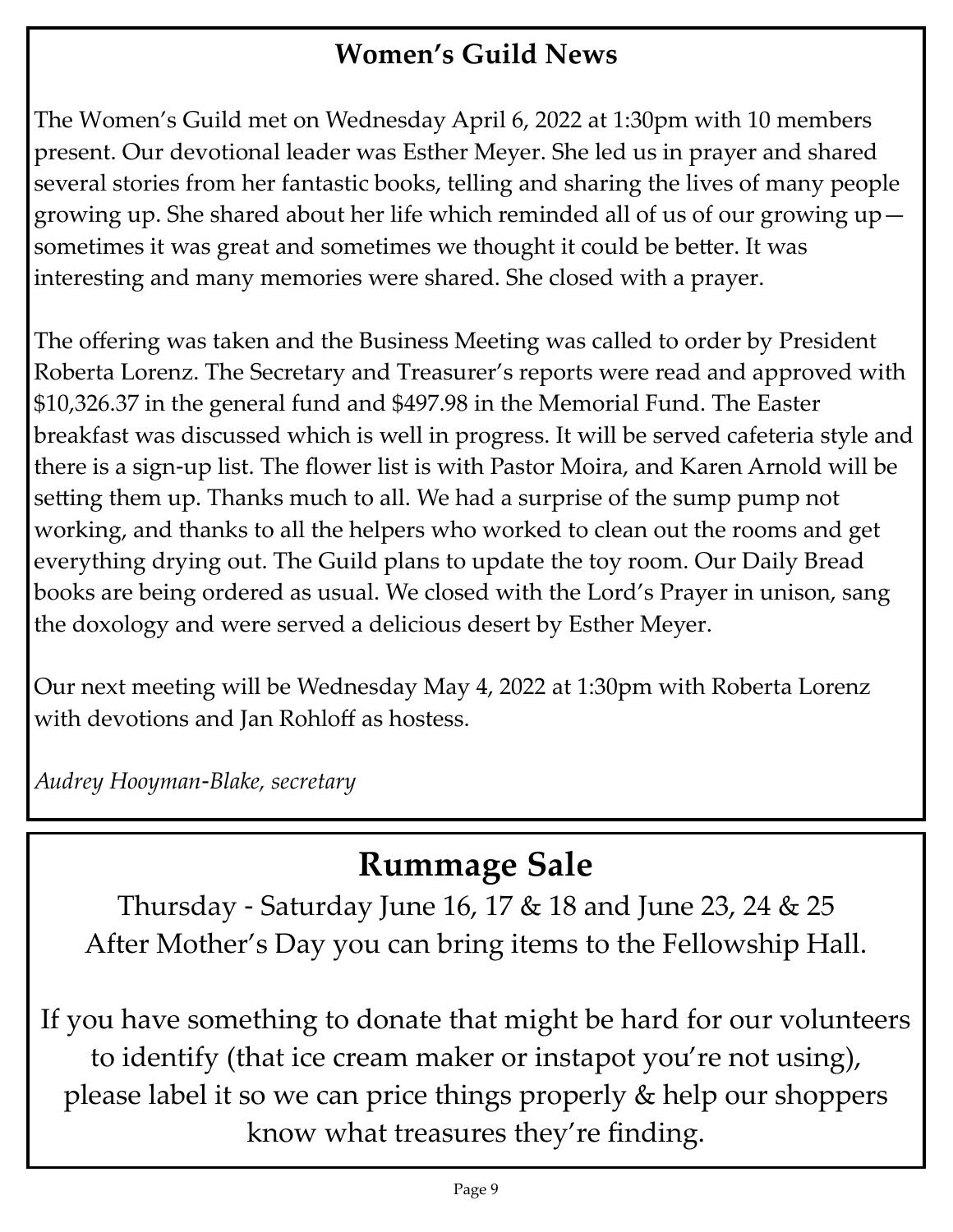## Women's Guild News

The Women's Guild met on Wednesday April 6, 2022 at 1:30pm with 10 members present. Our devotional leader was Esther Meyer. She led us in prayer and shared several stories from her fantastic books, telling and sharing the lives of many people growing up. She shared about her life which reminded all of us of our growing up—sometimes it was great and sometimes we thought it could be better. It was interesting and many memories were shared. She closed with a prayer.

The offering was taken and the Business Meeting was called to order by President Roberta Lorenz. The Secretary and Treasurer's reports were read and approved with $10,326.37 in the general fund and $497.98 in the Memorial Fund. The Easter breakfast was discussed which is well in progress. It will be served cafeteria style and there is a sign-up list. The flower list is with Pastor Moira, and Karen Arnold will be setting them up. Thanks much to all. We had a surprise of the sump pump not working, and thanks to all the helpers who worked to clean out the rooms and get everything drying out. The Guild plans to update the toy room. Our Daily Bread books are being ordered as usual. We closed with the Lord's Prayer in unison, sang the doxology and were served a delicious desert by Esther Meyer.

Our next meeting will be Wednesday May 4, 2022 at 1:30pm with Roberta Lorenz with devotions and Jan Rohloff as hostess.

*Audrey Hooyman-Blake, secretary*

# Rummage Sale

Thursday - Saturday June 16, 17 & 18 and June 23, 24 & 25
After Mother's Day you can bring items to the Fellowship Hall.

If you have something to donate that might be hard for our volunteers to identify (that ice cream maker or instapot you're not using), please label it so we can price things properly & help our shoppers know what treasures they're finding.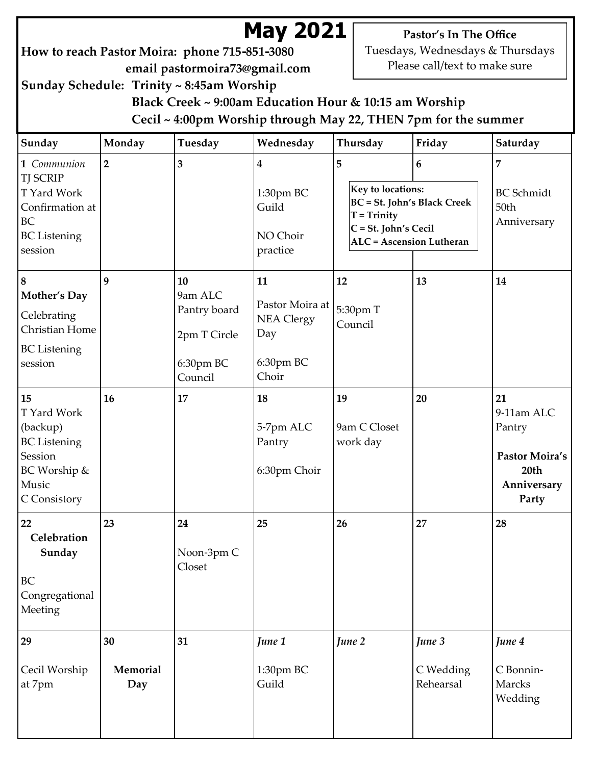# May 2021

**Pastor's In The Office**
Tuesdays, Wednesdays & Thursdays
Please call/text to make sure

**How to reach Pastor Moira: phone 715-851-3080**
**email pastormoira73@gmail.com**

**Sunday Schedule: Trinity ~ 8:45am Worship**
**Black Creek ~ 9:00am Education Hour & 10:15 am Worship**
**Cecil ~ 4:00pm Worship through May 22, THEN 7pm for the summer**

**Key to locations:**
**BC = St. John's Black Creek**
**T = Trinity**
**C = St. John's Cecil**
**ALC = Ascension Lutheran**

| Sunday | Monday | Tuesday | Wednesday | Thursday | Friday | Saturday |
|---|---|---|---|---|---|---|
| **1** *Communion* TJ SCRIP T Yard Work Confirmation at BC BC Listening session | **2** | **3** | **4** 1:30pm BC Guild NO Choir practice | **5** | **6** | **7** BC Schmidt 50th Anniversary |
| **8** **Mother's Day** Celebrating Christian Home BC Listening session | **9** | **10** 9am ALC Pantry board 2pm T Circle 6:30pm BC Council | **11** Pastor Moira at NEA Clergy Day 6:30pm BC Choir | **12** 5:30pm T Council | **13** | **14** |
| **15** T Yard Work (backup) BC Listening Session BC Worship & Music C Consistory | **16** | **17** | **18** 5-7pm ALC Pantry 6:30pm Choir | **19** 9am C Closet work day | **20** | **21** 9-11am ALC Pantry **Pastor Moira's 20th Anniversary Party** |
| **22** **Celebration Sunday** BC Congregational Meeting | **23** | **24** Noon-3pm C Closet | **25** | **26** | **27** | **28** |
| **29** Cecil Worship at 7pm | **30** **Memorial Day** | **31** | ***June 1*** 1:30pm BC Guild | ***June 2*** | ***June 3*** C Wedding Rehearsal | ***June 4*** C Bonnin-Marcks Wedding |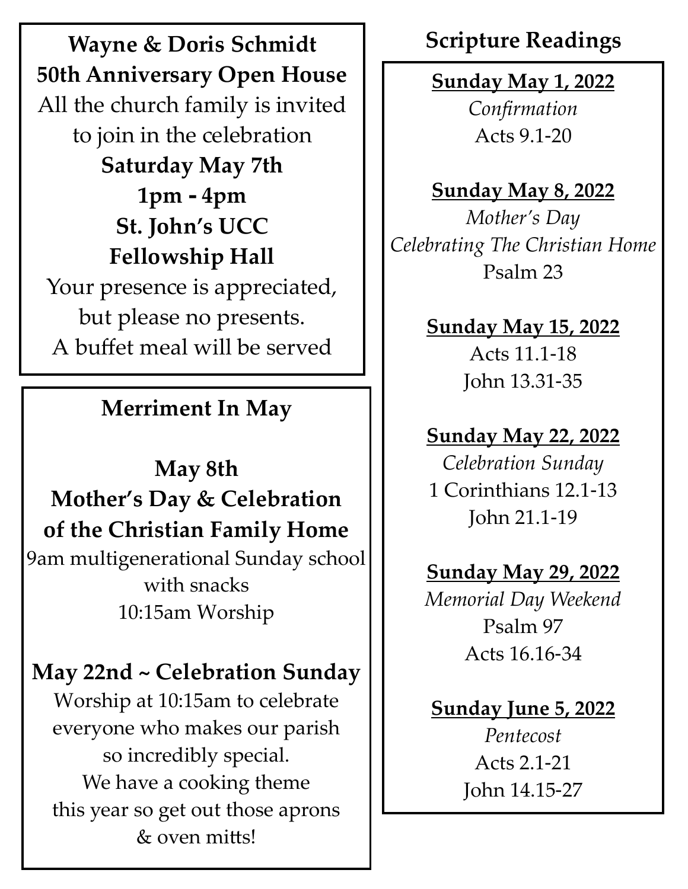**Wayne & Doris Schmidt**
**50th Anniversary Open House**
All the church family is invited
to join in the celebration
**Saturday May 7th**
**1pm - 4pm**
**St. John's UCC**
**Fellowship Hall**
Your presence is appreciated,
but please no presents.
A buffet meal will be served

## Merriment In May

**May 8th**
**Mother's Day & Celebration**
**of the Christian Family Home**
9am multigenerational Sunday school
with snacks
10:15am Worship

**May 22nd ~ Celebration Sunday**
Worship at 10:15am to celebrate
everyone who makes our parish
so incredibly special.
We have a cooking theme
this year so get out those aprons
& oven mitts!

## Scripture Readings

**Sunday May 1, 2022**
*Confirmation*
Acts 9.1-20

**Sunday May 8, 2022**
*Mother's Day*
*Celebrating The Christian Home*
Psalm 23

**Sunday May 15, 2022**
Acts 11.1-18
John 13.31-35

**Sunday May 22, 2022**
*Celebration Sunday*
1 Corinthians 12.1-13
John 21.1-19

**Sunday May 29, 2022**
*Memorial Day Weekend*
Psalm 97
Acts 16.16-34

**Sunday June 5, 2022**
*Pentecost*
Acts 2.1-21
John 14.15-27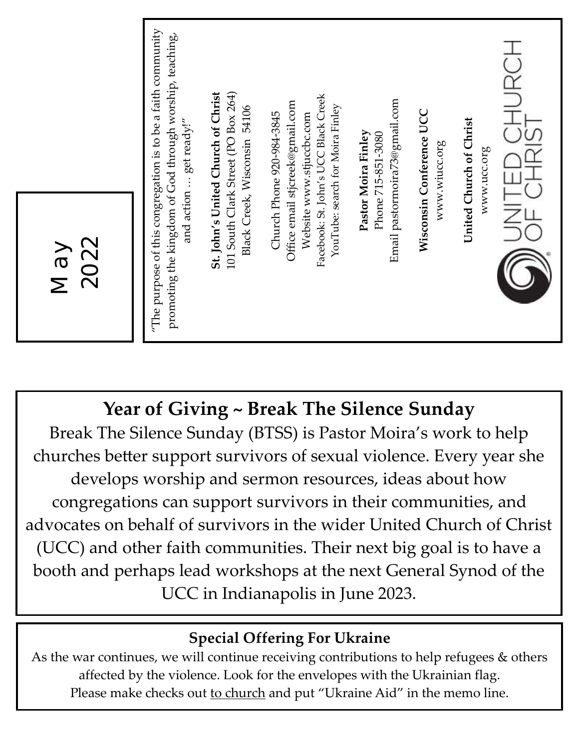May 2022

"The purpose of this congregation is to be a faith community promoting the kingdom of God through worship, teaching, and action … get ready!"

**St. John's United Church of Christ**
101 South Clark Street (PO Box 264)
Black Creek, Wisconsin 54106

Church Phone 920-984-3845
Office email stjcreek@gmail.com
Website www.stjuccbc.com
Facebook: St. John's UCC Black Creek
YouTube: search for Moira Finley

**Pastor Moira Finley**
Phone 715-851-3080
Email pastormoira73@gmail.com

**Wisconsin Conference UCC**
www.wiucc.org

**United Church of Christ**
www.ucc.org

UNITED CHURCH OF CHRIST

## Year of Giving ~ Break The Silence Sunday

Break The Silence Sunday (BTSS) is Pastor Moira's work to help churches better support survivors of sexual violence. Every year she develops worship and sermon resources, ideas about how congregations can support survivors in their communities, and advocates on behalf of survivors in the wider United Church of Christ (UCC) and other faith communities. Their next big goal is to have a booth and perhaps lead workshops at the next General Synod of the UCC in Indianapolis in June 2023.

### Special Offering For Ukraine

As the war continues, we will continue receiving contributions to help refugees & others affected by the violence. Look for the envelopes with the Ukrainian flag. Please make checks out to church and put "Ukraine Aid" in the memo line.